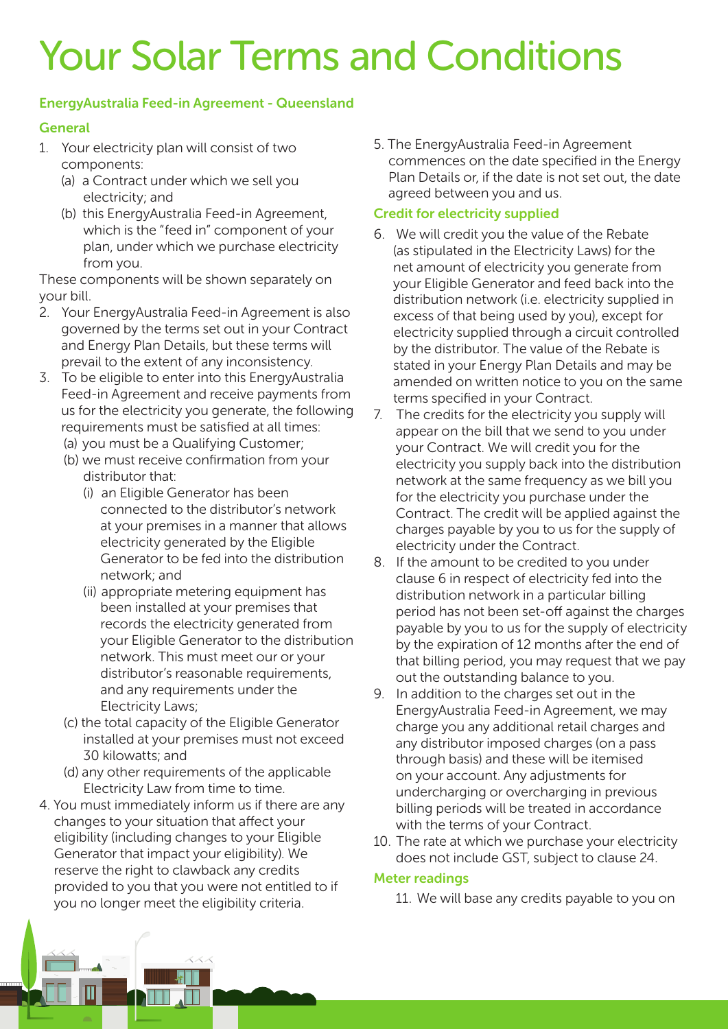# Your Solar Terms and Conditions

## EnergyAustralia Feed-in Agreement - Queensland

### General

1. Your electricity plan will consist of two components:
   (a) a Contract under which we sell you electricity; and
   (b) this EnergyAustralia Feed-in Agreement, which is the "feed in" component of your plan, under which we purchase electricity from you.

These components will be shown separately on your bill.

2. Your EnergyAustralia Feed-in Agreement is also governed by the terms set out in your Contract and Energy Plan Details, but these terms will prevail to the extent of any inconsistency.
3. To be eligible to enter into this EnergyAustralia Feed-in Agreement and receive payments from us for the electricity you generate, the following requirements must be satisfied at all times:
   (a) you must be a Qualifying Customer;
   (b) we must receive confirmation from your distributor that:
      (i) an Eligible Generator has been connected to the distributor's network at your premises in a manner that allows electricity generated by the Eligible Generator to be fed into the distribution network; and
      (ii) appropriate metering equipment has been installed at your premises that records the electricity generated from your Eligible Generator to the distribution network. This must meet our or your distributor's reasonable requirements, and any requirements under the Electricity Laws;
   (c) the total capacity of the Eligible Generator installed at your premises must not exceed 30 kilowatts; and
   (d) any other requirements of the applicable Electricity Law from time to time.
4. You must immediately inform us if there are any changes to your situation that affect your eligibility (including changes to your Eligible Generator that impact your eligibility). We reserve the right to clawback any credits provided to you that you were not entitled to if you no longer meet the eligibility criteria.
5. The EnergyAustralia Feed-in Agreement commences on the date specified in the Energy Plan Details or, if the date is not set out, the date agreed between you and us.

### Credit for electricity supplied

6. We will credit you the value of the Rebate (as stipulated in the Electricity Laws) for the net amount of electricity you generate from your Eligible Generator and feed back into the distribution network (i.e. electricity supplied in excess of that being used by you), except for electricity supplied through a circuit controlled by the distributor. The value of the Rebate is stated in your Energy Plan Details and may be amended on written notice to you on the same terms specified in your Contract.
7. The credits for the electricity you supply will appear on the bill that we send to you under your Contract. We will credit you for the electricity you supply back into the distribution network at the same frequency as we bill you for the electricity you purchase under the Contract. The credit will be applied against the charges payable by you to us for the supply of electricity under the Contract.
8. If the amount to be credited to you under clause 6 in respect of electricity fed into the distribution network in a particular billing period has not been set-off against the charges payable by you to us for the supply of electricity by the expiration of 12 months after the end of that billing period, you may request that we pay out the outstanding balance to you.
9. In addition to the charges set out in the EnergyAustralia Feed-in Agreement, we may charge you any additional retail charges and any distributor imposed charges (on a pass through basis) and these will be itemised on your account. Any adjustments for undercharging or overcharging in previous billing periods will be treated in accordance with the terms of your Contract.
10. The rate at which we purchase your electricity does not include GST, subject to clause 24.

### Meter readings

11. We will base any credits payable to you on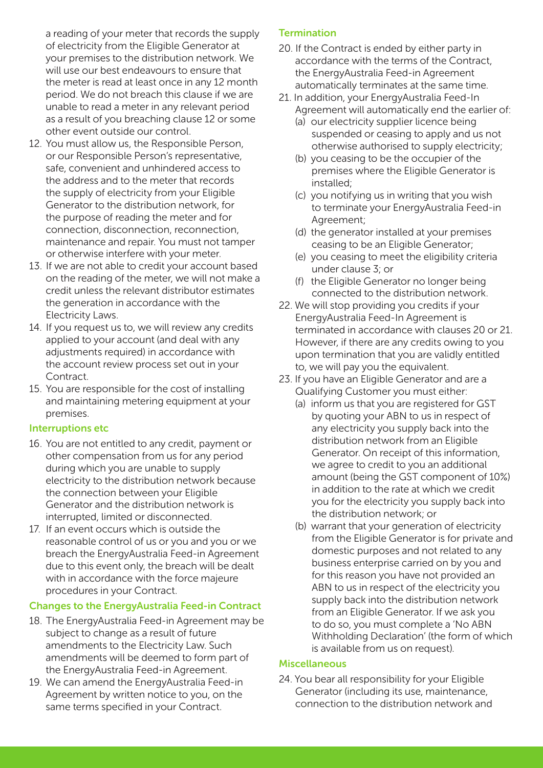a reading of your meter that records the supply of electricity from the Eligible Generator at your premises to the distribution network. We will use our best endeavours to ensure that the meter is read at least once in any 12 month period. We do not breach this clause if we are unable to read a meter in any relevant period as a result of you breaching clause 12 or some other event outside our control.

12. You must allow us, the Responsible Person, or our Responsible Person's representative, safe, convenient and unhindered access to the address and to the meter that records the supply of electricity from your Eligible Generator to the distribution network, for the purpose of reading the meter and for connection, disconnection, reconnection, maintenance and repair. You must not tamper or otherwise interfere with your meter.
13. If we are not able to credit your account based on the reading of the meter, we will not make a credit unless the relevant distributor estimates the generation in accordance with the Electricity Laws.
14. If you request us to, we will review any credits applied to your account (and deal with any adjustments required) in accordance with the account review process set out in your Contract.
15. You are responsible for the cost of installing and maintaining metering equipment at your premises.

### Interruptions etc

16. You are not entitled to any credit, payment or other compensation from us for any period during which you are unable to supply electricity to the distribution network because the connection between your Eligible Generator and the distribution network is interrupted, limited or disconnected.
17. If an event occurs which is outside the reasonable control of us or you and you or we breach the EnergyAustralia Feed-in Agreement due to this event only, the breach will be dealt with in accordance with the force majeure procedures in your Contract.

### Changes to the EnergyAustralia Feed-in Contract

18. The EnergyAustralia Feed-in Agreement may be subject to change as a result of future amendments to the Electricity Law. Such amendments will be deemed to form part of the EnergyAustralia Feed-in Agreement.
19. We can amend the EnergyAustralia Feed-in Agreement by written notice to you, on the same terms specified in your Contract.

### Termination

20. If the Contract is ended by either party in accordance with the terms of the Contract, the EnergyAustralia Feed-in Agreement automatically terminates at the same time.
21. In addition, your EnergyAustralia Feed-In Agreement will automatically end the earlier of:
    (a) our electricity supplier licence being suspended or ceasing to apply and us not otherwise authorised to supply electricity;
    (b) you ceasing to be the occupier of the premises where the Eligible Generator is installed;
    (c) you notifying us in writing that you wish to terminate your EnergyAustralia Feed-in Agreement;
    (d) the generator installed at your premises ceasing to be an Eligible Generator;
    (e) you ceasing to meet the eligibility criteria under clause 3; or
    (f) the Eligible Generator no longer being connected to the distribution network.
22. We will stop providing you credits if your EnergyAustralia Feed-In Agreement is terminated in accordance with clauses 20 or 21. However, if there are any credits owing to you upon termination that you are validly entitled to, we will pay you the equivalent.
23. If you have an Eligible Generator and are a Qualifying Customer you must either:
    (a) inform us that you are registered for GST by quoting your ABN to us in respect of any electricity you supply back into the distribution network from an Eligible Generator. On receipt of this information, we agree to credit to you an additional amount (being the GST component of 10%) in addition to the rate at which we credit you for the electricity you supply back into the distribution network; or
    (b) warrant that your generation of electricity from the Eligible Generator is for private and domestic purposes and not related to any business enterprise carried on by you and for this reason you have not provided an ABN to us in respect of the electricity you supply back into the distribution network from an Eligible Generator. If we ask you to do so, you must complete a 'No ABN Withholding Declaration' (the form of which is available from us on request).

### Miscellaneous

24. You bear all responsibility for your Eligible Generator (including its use, maintenance, connection to the distribution network and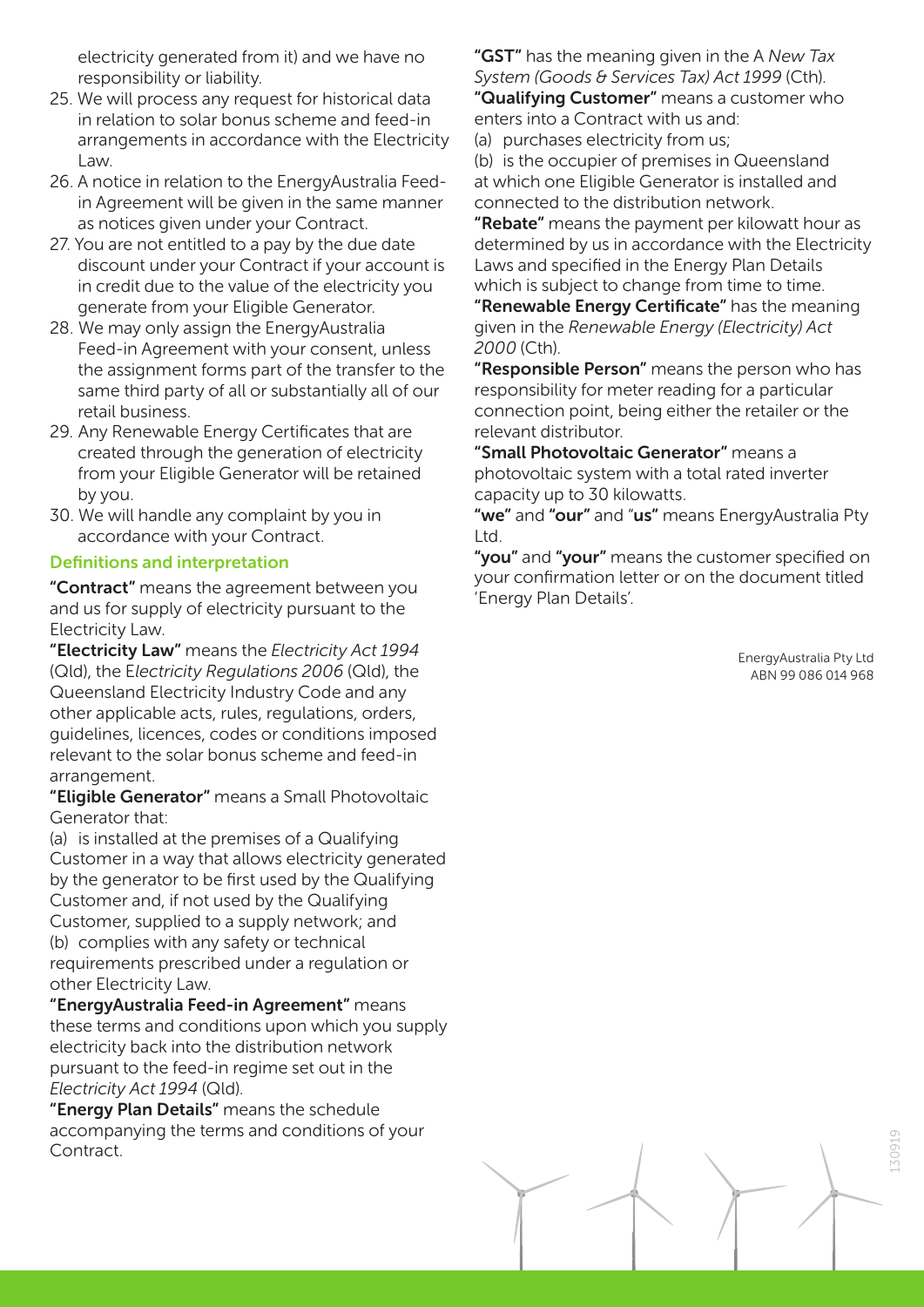electricity generated from it) and we have no responsibility or liability.

25. We will process any request for historical data in relation to solar bonus scheme and feed-in arrangements in accordance with the Electricity Law.
26. A notice in relation to the EnergyAustralia Feed-in Agreement will be given in the same manner as notices given under your Contract.
27. You are not entitled to a pay by the due date discount under your Contract if your account is in credit due to the value of the electricity you generate from your Eligible Generator.
28. We may only assign the EnergyAustralia Feed-in Agreement with your consent, unless the assignment forms part of the transfer to the same third party of all or substantially all of our retail business.
29. Any Renewable Energy Certificates that are created through the generation of electricity from your Eligible Generator will be retained by you.
30. We will handle any complaint by you in accordance with your Contract.

## Definitions and interpretation

**"Contract"** means the agreement between you and us for supply of electricity pursuant to the Electricity Law.

**"Electricity Law"** means the *Electricity Act 1994* (Qld), the E*lectricity Regulations 2006* (Qld), the Queensland Electricity Industry Code and any other applicable acts, rules, regulations, orders, guidelines, licences, codes or conditions imposed relevant to the solar bonus scheme and feed-in arrangement.

**"Eligible Generator"** means a Small Photovoltaic Generator that:

(a) is installed at the premises of a Qualifying Customer in a way that allows electricity generated by the generator to be first used by the Qualifying Customer and, if not used by the Qualifying Customer, supplied to a supply network; and

(b) complies with any safety or technical requirements prescribed under a regulation or other Electricity Law.

**"EnergyAustralia Feed-in Agreement"** means these terms and conditions upon which you supply electricity back into the distribution network pursuant to the feed-in regime set out in the *Electricity Act 1994* (Qld).

**"Energy Plan Details"** means the schedule accompanying the terms and conditions of your Contract.

**"GST"** has the meaning given in the A *New Tax System (Goods & Services Tax) Act 1999* (Cth).

**"Qualifying Customer"** means a customer who enters into a Contract with us and:

(a) purchases electricity from us;

(b) is the occupier of premises in Queensland at which one Eligible Generator is installed and connected to the distribution network.

**"Rebate"** means the payment per kilowatt hour as determined by us in accordance with the Electricity Laws and specified in the Energy Plan Details which is subject to change from time to time.

**"Renewable Energy Certificate"** has the meaning given in the *Renewable Energy (Electricity) Act 2000* (Cth).

**"Responsible Person"** means the person who has responsibility for meter reading for a particular connection point, being either the retailer or the relevant distributor.

**"Small Photovoltaic Generator"** means a photovoltaic system with a total rated inverter capacity up to 30 kilowatts.

**"we"** and **"our"** and "**us"** means EnergyAustralia Pty Ltd.

**"you"** and **"your"** means the customer specified on your confirmation letter or on the document titled 'Energy Plan Details'.

EnergyAustralia Pty Ltd
ABN 99 086 014 968

130919